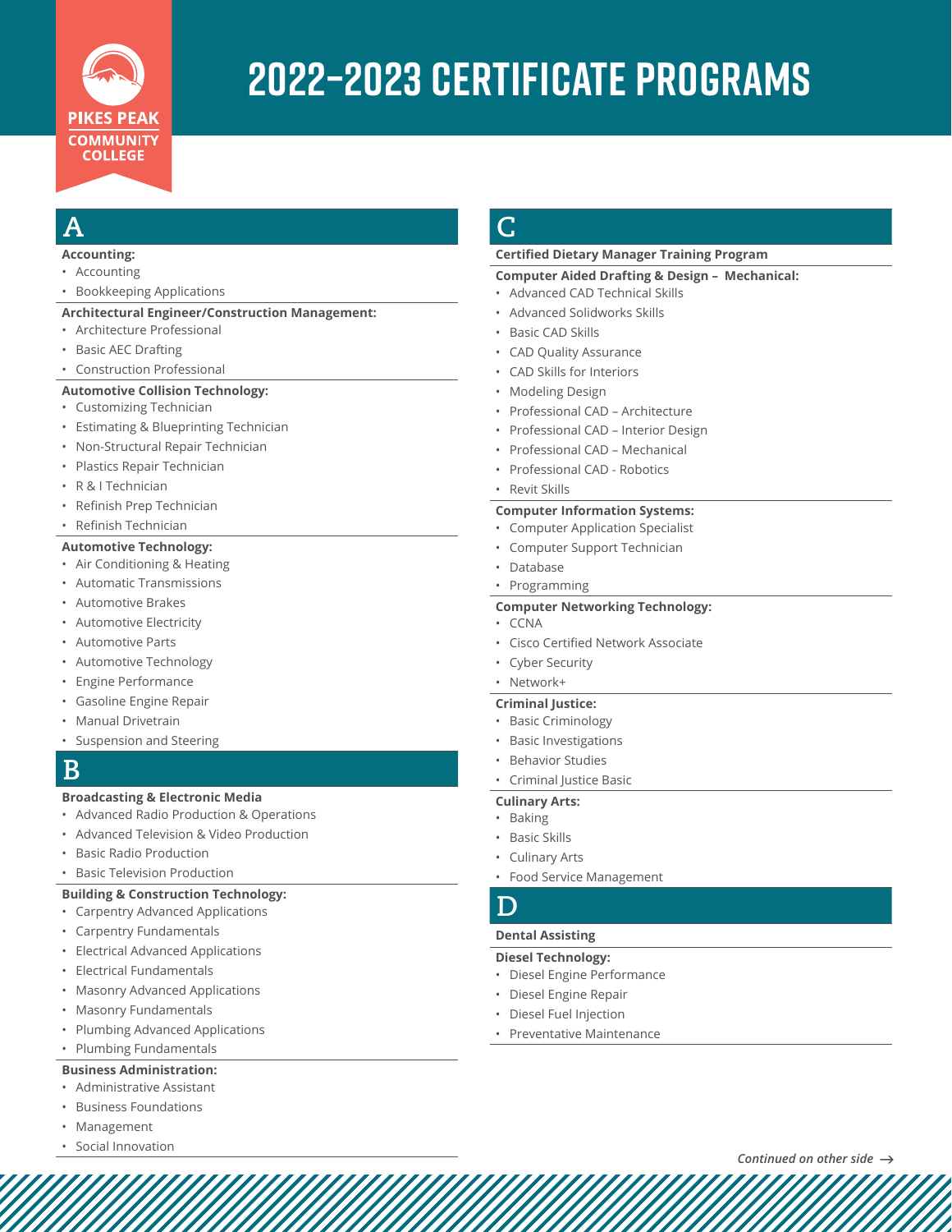# 2022-2023 CERTIFICATE PROGRAMS

PIKES PEAK COMMUNITY COLLEGE

## A

**Accounting:**
- Accounting
- Bookkeeping Applications

**Architectural Engineer/Construction Management:**
- Architecture Professional
- Basic AEC Drafting
- Construction Professional

**Automotive Collision Technology:**
- Customizing Technician
- Estimating & Blueprinting Technician
- Non-Structural Repair Technician
- Plastics Repair Technician
- R & I Technician
- Refinish Prep Technician
- Refinish Technician

**Automotive Technology:**
- Air Conditioning & Heating
- Automatic Transmissions
- Automotive Brakes
- Automotive Electricity
- Automotive Parts
- Automotive Technology
- Engine Performance
- Gasoline Engine Repair
- Manual Drivetrain
- Suspension and Steering

## B

**Broadcasting & Electronic Media**
- Advanced Radio Production & Operations
- Advanced Television & Video Production
- Basic Radio Production
- Basic Television Production

**Building & Construction Technology:**
- Carpentry Advanced Applications
- Carpentry Fundamentals
- Electrical Advanced Applications
- Electrical Fundamentals
- Masonry Advanced Applications
- Masonry Fundamentals
- Plumbing Advanced Applications
- Plumbing Fundamentals

**Business Administration:**
- Administrative Assistant
- Business Foundations
- Management
- Social Innovation

## C

**Certified Dietary Manager Training Program**

**Computer Aided Drafting & Design – Mechanical:**
- Advanced CAD Technical Skills
- Advanced Solidworks Skills
- Basic CAD Skills
- CAD Quality Assurance
- CAD Skills for Interiors
- Modeling Design
- Professional CAD – Architecture
- Professional CAD – Interior Design
- Professional CAD – Mechanical
- Professional CAD - Robotics
- Revit Skills

**Computer Information Systems:**
- Computer Application Specialist
- Computer Support Technician
- Database
- Programming

**Computer Networking Technology:**
- CCNA
- Cisco Certified Network Associate
- Cyber Security
- Network+

**Criminal Justice:**
- Basic Criminology
- Basic Investigations
- Behavior Studies
- Criminal Justice Basic

**Culinary Arts:**
- Baking
- Basic Skills
- Culinary Arts
- Food Service Management

## D

**Dental Assisting**

**Diesel Technology:**
- Diesel Engine Performance
- Diesel Engine Repair
- Diesel Fuel Injection
- Preventative Maintenance

*Continued on other side →*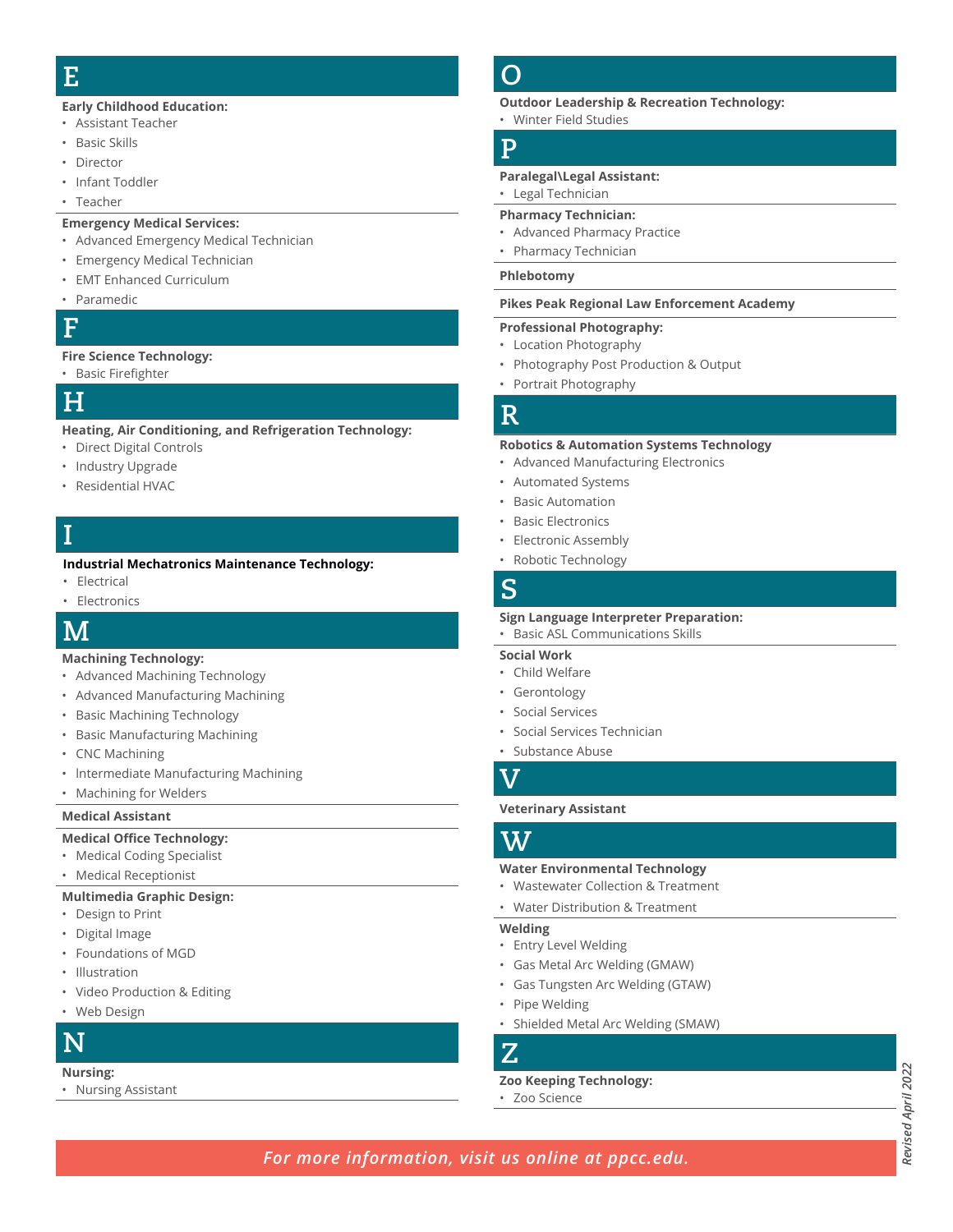## E

**Early Childhood Education:**
- Assistant Teacher
- Basic Skills
- Director
- Infant Toddler
- Teacher

**Emergency Medical Services:**
- Advanced Emergency Medical Technician
- Emergency Medical Technician
- EMT Enhanced Curriculum
- Paramedic

## F

**Fire Science Technology:**
- Basic Firefighter

## H

**Heating, Air Conditioning, and Refrigeration Technology:**
- Direct Digital Controls
- Industry Upgrade
- Residential HVAC

## I

**Industrial Mechatronics Maintenance Technology:**
- Electrical
- Electronics

## M

**Machining Technology:**
- Advanced Machining Technology
- Advanced Manufacturing Machining
- Basic Machining Technology
- Basic Manufacturing Machining
- CNC Machining
- Intermediate Manufacturing Machining
- Machining for Welders

**Medical Assistant**

**Medical Office Technology:**
- Medical Coding Specialist
- Medical Receptionist

**Multimedia Graphic Design:**
- Design to Print
- Digital Image
- Foundations of MGD
- Illustration
- Video Production & Editing
- Web Design

## N

**Nursing:**
- Nursing Assistant

## O

**Outdoor Leadership & Recreation Technology:**
- Winter Field Studies

## P

**Paralegal\Legal Assistant:**
- Legal Technician

**Pharmacy Technician:**
- Advanced Pharmacy Practice
- Pharmacy Technician

**Phlebotomy**

**Pikes Peak Regional Law Enforcement Academy**

**Professional Photography:**
- Location Photography
- Photography Post Production & Output
- Portrait Photography

## R

**Robotics & Automation Systems Technology**
- Advanced Manufacturing Electronics
- Automated Systems
- Basic Automation
- Basic Electronics
- Electronic Assembly
- Robotic Technology

## S

**Sign Language Interpreter Preparation:**
- Basic ASL Communications Skills

**Social Work**
- Child Welfare
- Gerontology
- Social Services
- Social Services Technician
- Substance Abuse

## V

**Veterinary Assistant**

## W

**Water Environmental Technology**
- Wastewater Collection & Treatment
- Water Distribution & Treatment

**Welding**
- Entry Level Welding
- Gas Metal Arc Welding (GMAW)
- Gas Tungsten Arc Welding (GTAW)
- Pipe Welding
- Shielded Metal Arc Welding (SMAW)

## Z

**Zoo Keeping Technology:**
- Zoo Science

*For more information, visit us online at ppcc.edu.*

*Revised April 2022*